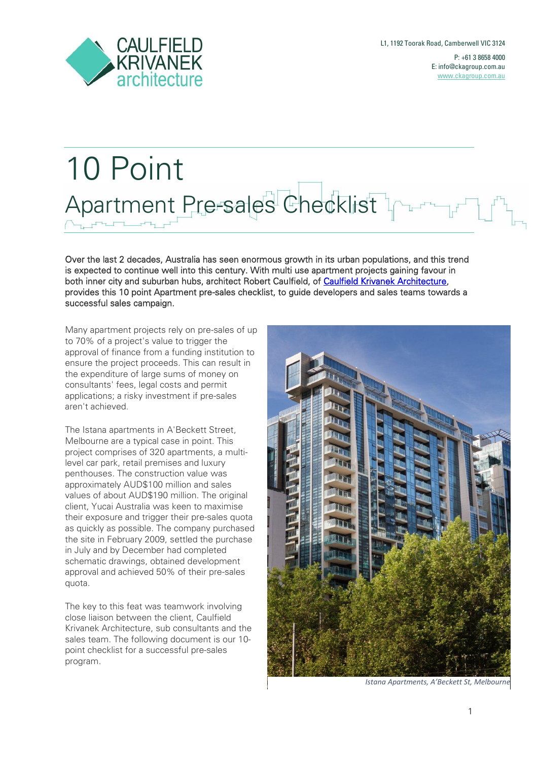CAULFIELD KRIVANEK architecture

L1, 1192 Toorak Road, Camberwell VIC 3124

P: +61 3 8658 4000
E: info@ckagroup.com.au
www.ckagroup.com.au

# 10 Point

## Apartment Pre-sales Checklist

Over the last 2 decades, Australia has seen enormous growth in its urban populations, and this trend is expected to continue well into this century. With multi use apartment projects gaining favour in both inner city and suburban hubs, architect Robert Caulfield, of Caulfield Krivanek Architecture, provides this 10 point Apartment pre-sales checklist, to guide developers and sales teams towards a successful sales campaign.

Many apartment projects rely on pre-sales of up to 70% of a project's value to trigger the approval of finance from a funding institution to ensure the project proceeds. This can result in the expenditure of large sums of money on consultants' fees, legal costs and permit applications; a risky investment if pre-sales aren't achieved.

The Istana apartments in A'Beckett Street, Melbourne are a typical case in point. This project comprises of 320 apartments, a multi-level car park, retail premises and luxury penthouses. The construction value was approximately AUD$100 million and sales values of about AUD$190 million. The original client, Yucai Australia was keen to maximise their exposure and trigger their pre-sales quota as quickly as possible. The company purchased the site in February 2009, settled the purchase in July and by December had completed schematic drawings, obtained development approval and achieved 50% of their pre-sales quota.

The key to this feat was teamwork involving close liaison between the client, Caulfield Krivanek Architecture, sub consultants and the sales team. The following document is our 10-point checklist for a successful pre-sales program.

*Istana Apartments, A'Beckett St, Melbourne*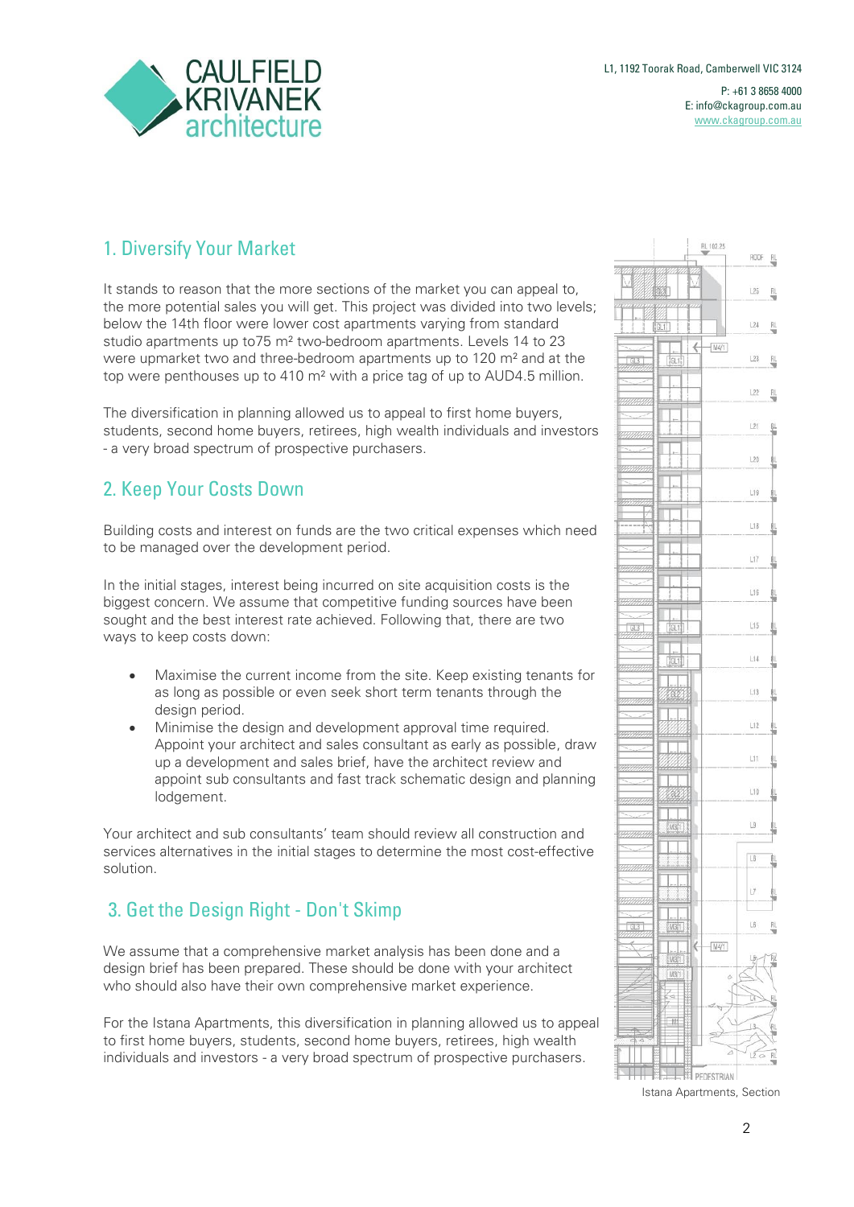## 1. Diversify Your Market

It stands to reason that the more sections of the market you can appeal to, the more potential sales you will get. This project was divided into two levels; below the 14th floor were lower cost apartments varying from standard studio apartments up to75 m² two-bedroom apartments. Levels 14 to 23 were upmarket two and three-bedroom apartments up to 120 m² and at the top were penthouses up to 410 m² with a price tag of up to AUD4.5 million.

The diversification in planning allowed us to appeal to first home buyers, students, second home buyers, retirees, high wealth individuals and investors - a very broad spectrum of prospective purchasers.

## 2. Keep Your Costs Down

Building costs and interest on funds are the two critical expenses which need to be managed over the development period.

In the initial stages, interest being incurred on site acquisition costs is the biggest concern. We assume that competitive funding sources have been sought and the best interest rate achieved. Following that, there are two ways to keep costs down:

- Maximise the current income from the site. Keep existing tenants for as long as possible or even seek short term tenants through the design period.
- Minimise the design and development approval time required. Appoint your architect and sales consultant as early as possible, draw up a development and sales brief, have the architect review and appoint sub consultants and fast track schematic design and planning lodgement.

Your architect and sub consultants' team should review all construction and services alternatives in the initial stages to determine the most cost-effective solution.

## 3. Get the Design Right - Don't Skimp

We assume that a comprehensive market analysis has been done and a design brief has been prepared. These should be done with your architect who should also have their own comprehensive market experience.

For the Istana Apartments, this diversification in planning allowed us to appeal to first home buyers, students, second home buyers, retirees, high wealth individuals and investors - a very broad spectrum of prospective purchasers.

Istana Apartments, Section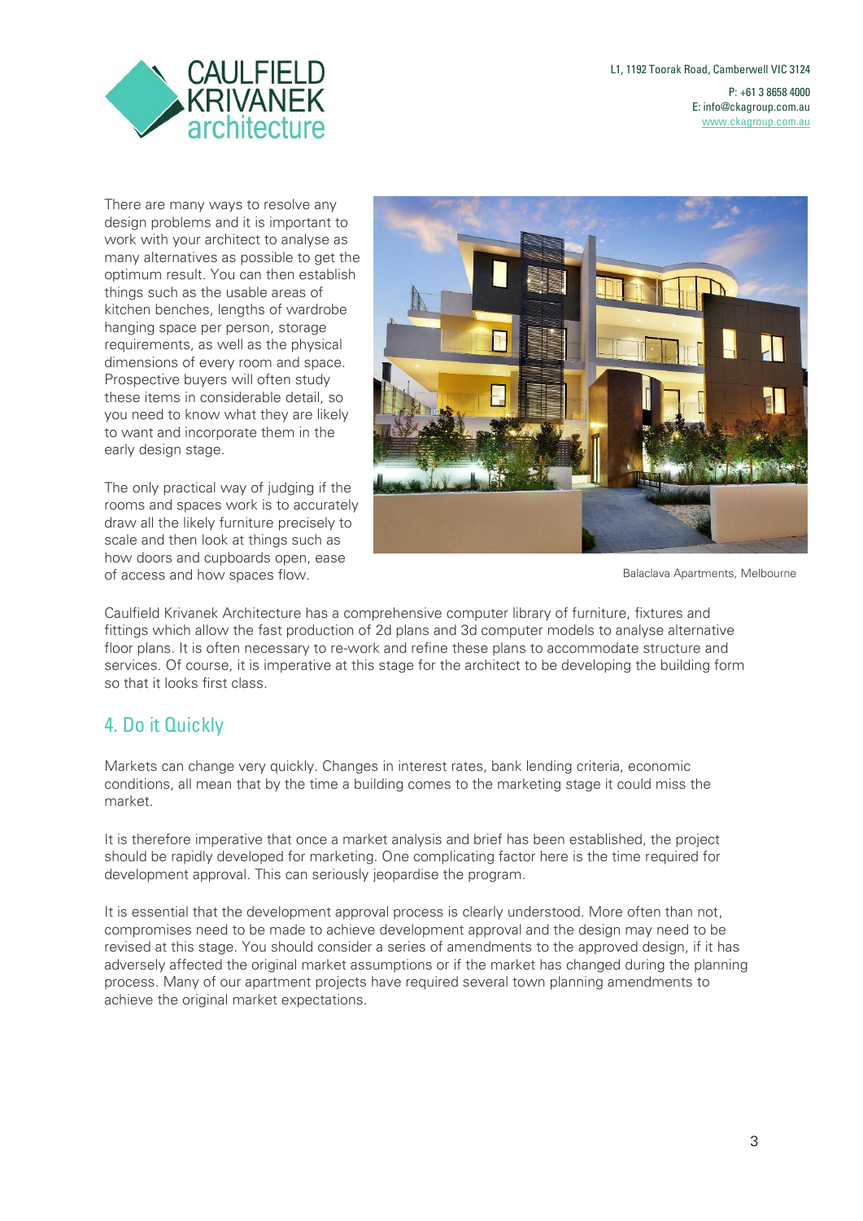There are many ways to resolve any design problems and it is important to work with your architect to analyse as many alternatives as possible to get the optimum result. You can then establish things such as the usable areas of kitchen benches, lengths of wardrobe hanging space per person, storage requirements, as well as the physical dimensions of every room and space. Prospective buyers will often study these items in considerable detail, so you need to know what they are likely to want and incorporate them in the early design stage.

The only practical way of judging if the rooms and spaces work is to accurately draw all the likely furniture precisely to scale and then look at things such as how doors and cupboards open, ease of access and how spaces flow.

Balaclava Apartments, Melbourne

Caulfield Krivanek Architecture has a comprehensive computer library of furniture, fixtures and fittings which allow the fast production of 2d plans and 3d computer models to analyse alternative floor plans. It is often necessary to re-work and refine these plans to accommodate structure and services. Of course, it is imperative at this stage for the architect to be developing the building form so that it looks first class.

## 4. Do it Quickly

Markets can change very quickly. Changes in interest rates, bank lending criteria, economic conditions, all mean that by the time a building comes to the marketing stage it could miss the market.

It is therefore imperative that once a market analysis and brief has been established, the project should be rapidly developed for marketing. One complicating factor here is the time required for development approval. This can seriously jeopardise the program.

It is essential that the development approval process is clearly understood. More often than not, compromises need to be made to achieve development approval and the design may need to be revised at this stage. You should consider a series of amendments to the approved design, if it has adversely affected the original market assumptions or if the market has changed during the planning process. Many of our apartment projects have required several town planning amendments to achieve the original market expectations.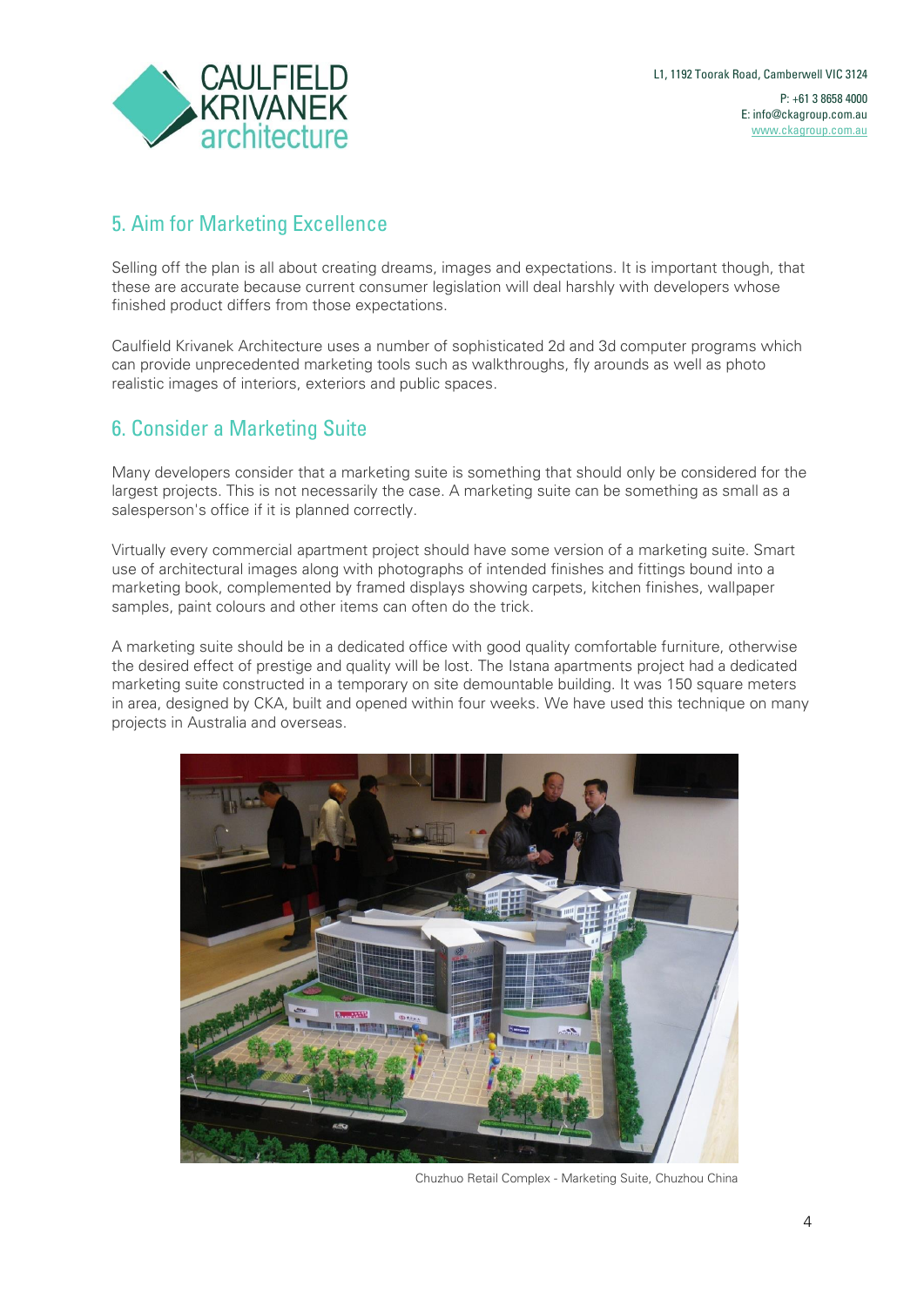## 5. Aim for Marketing Excellence

Selling off the plan is all about creating dreams, images and expectations. It is important though, that these are accurate because current consumer legislation will deal harshly with developers whose finished product differs from those expectations.

Caulfield Krivanek Architecture uses a number of sophisticated 2d and 3d computer programs which can provide unprecedented marketing tools such as walkthroughs, fly arounds as well as photo realistic images of interiors, exteriors and public spaces.

## 6. Consider a Marketing Suite

Many developers consider that a marketing suite is something that should only be considered for the largest projects. This is not necessarily the case. A marketing suite can be something as small as a salesperson's office if it is planned correctly.

Virtually every commercial apartment project should have some version of a marketing suite. Smart use of architectural images along with photographs of intended finishes and fittings bound into a marketing book, complemented by framed displays showing carpets, kitchen finishes, wallpaper samples, paint colours and other items can often do the trick.

A marketing suite should be in a dedicated office with good quality comfortable furniture, otherwise the desired effect of prestige and quality will be lost. The Istana apartments project had a dedicated marketing suite constructed in a temporary on site demountable building. It was 150 square meters in area, designed by CKA, built and opened within four weeks. We have used this technique on many projects in Australia and overseas.

Chuzhuo Retail Complex - Marketing Suite, Chuzhou China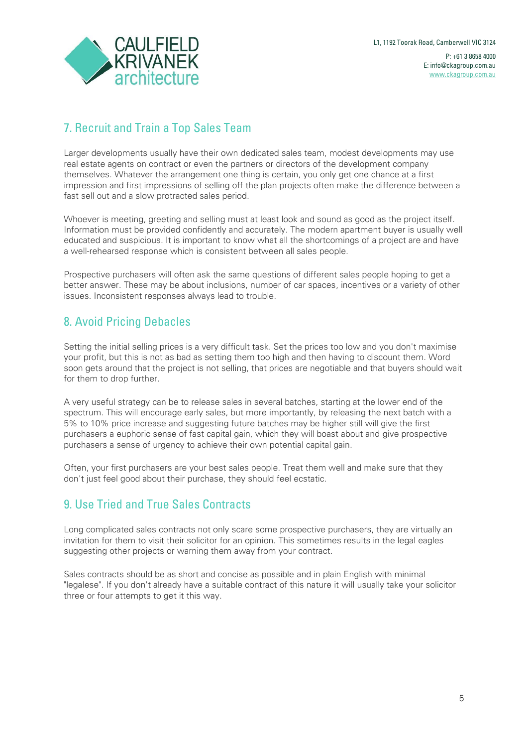## 7. Recruit and Train a Top Sales Team

Larger developments usually have their own dedicated sales team, modest developments may use real estate agents on contract or even the partners or directors of the development company themselves. Whatever the arrangement one thing is certain, you only get one chance at a first impression and first impressions of selling off the plan projects often make the difference between a fast sell out and a slow protracted sales period.

Whoever is meeting, greeting and selling must at least look and sound as good as the project itself. Information must be provided confidently and accurately. The modern apartment buyer is usually well educated and suspicious. It is important to know what all the shortcomings of a project are and have a well-rehearsed response which is consistent between all sales people.

Prospective purchasers will often ask the same questions of different sales people hoping to get a better answer. These may be about inclusions, number of car spaces, incentives or a variety of other issues. Inconsistent responses always lead to trouble.

## 8. Avoid Pricing Debacles

Setting the initial selling prices is a very difficult task. Set the prices too low and you don't maximise your profit, but this is not as bad as setting them too high and then having to discount them. Word soon gets around that the project is not selling, that prices are negotiable and that buyers should wait for them to drop further.

A very useful strategy can be to release sales in several batches, starting at the lower end of the spectrum. This will encourage early sales, but more importantly, by releasing the next batch with a 5% to 10% price increase and suggesting future batches may be higher still will give the first purchasers a euphoric sense of fast capital gain, which they will boast about and give prospective purchasers a sense of urgency to achieve their own potential capital gain.

Often, your first purchasers are your best sales people. Treat them well and make sure that they don't just feel good about their purchase, they should feel ecstatic.

## 9. Use Tried and True Sales Contracts

Long complicated sales contracts not only scare some prospective purchasers, they are virtually an invitation for them to visit their solicitor for an opinion. This sometimes results in the legal eagles suggesting other projects or warning them away from your contract.

Sales contracts should be as short and concise as possible and in plain English with minimal "legalese". If you don't already have a suitable contract of this nature it will usually take your solicitor three or four attempts to get it this way.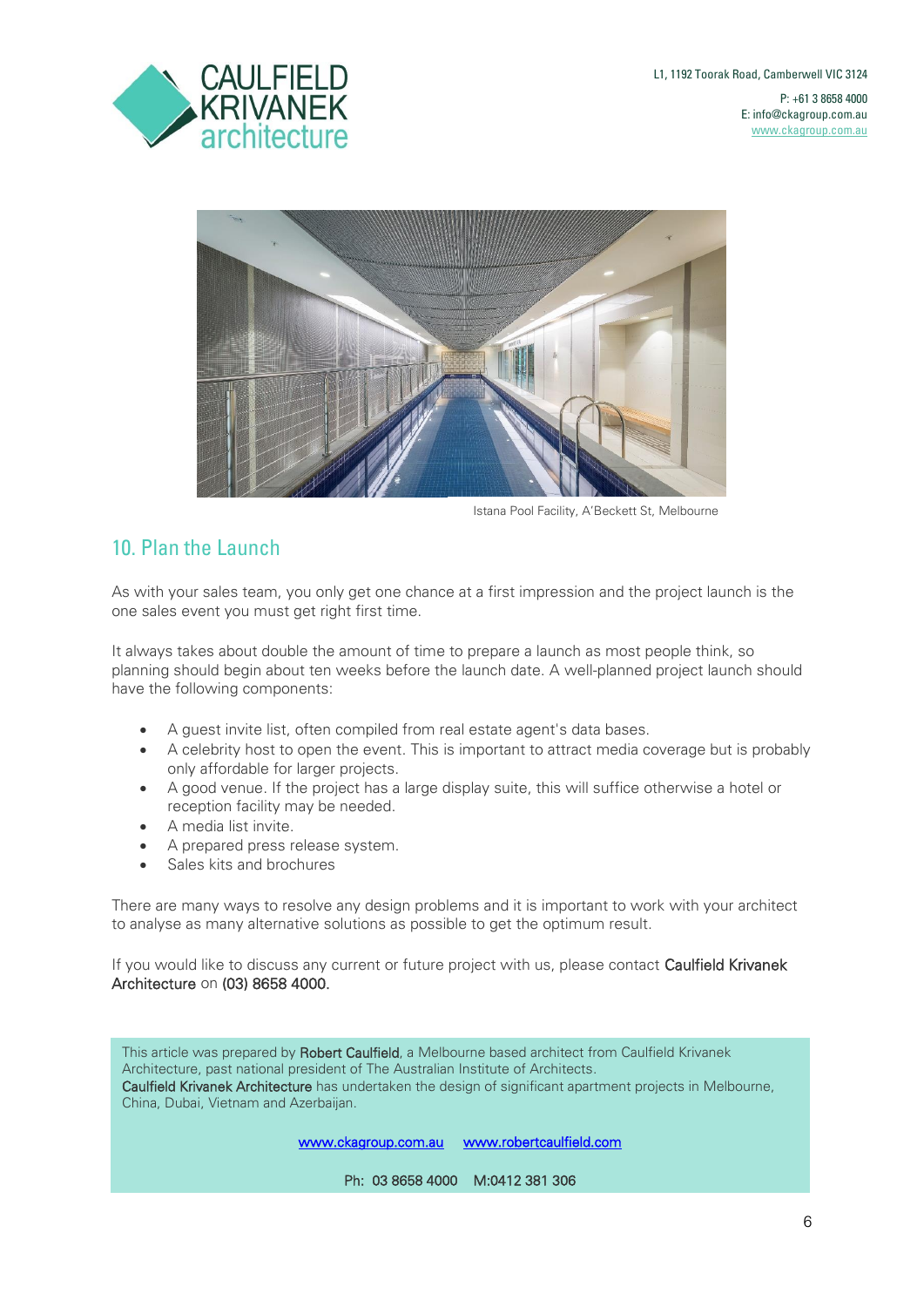Istana Pool Facility, A'Beckett St, Melbourne

## 10. Plan the Launch

As with your sales team, you only get one chance at a first impression and the project launch is the one sales event you must get right first time.

It always takes about double the amount of time to prepare a launch as most people think, so planning should begin about ten weeks before the launch date. A well-planned project launch should have the following components:

- A guest invite list, often compiled from real estate agent's data bases.
- A celebrity host to open the event. This is important to attract media coverage but is probably only affordable for larger projects.
- A good venue. If the project has a large display suite, this will suffice otherwise a hotel or reception facility may be needed.
- A media list invite.
- A prepared press release system.
- Sales kits and brochures

There are many ways to resolve any design problems and it is important to work with your architect to analyse as many alternative solutions as possible to get the optimum result.

If you would like to discuss any current or future project with us, please contact Caulfield Krivanek Architecture on (03) 8658 4000.

This article was prepared by Robert Caulfield, a Melbourne based architect from Caulfield Krivanek Architecture, past national president of The Australian Institute of Architects.
Caulfield Krivanek Architecture has undertaken the design of significant apartment projects in Melbourne, China, Dubai, Vietnam and Azerbaijan.

www.ckagroup.com.au www.robertcaulfield.com

Ph: 03 8658 4000 M:0412 381 306